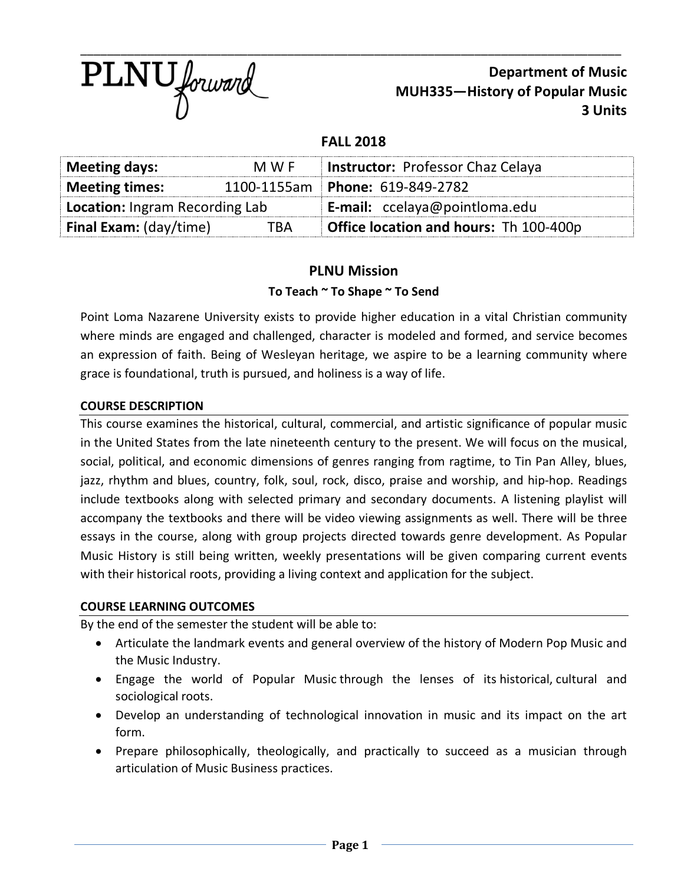PLNU forward

**Department of Music**
**MUH335—History of Popular Music**
**3 Units**

**FALL 2018**

| **Meeting days:** M W F | **Instructor:** Professor Chaz Celaya |
|---|---|
| **Meeting times:** 1100-1155am | **Phone:** 619-849-2782 |
| **Location:** Ingram Recording Lab | **E-mail:** ccelaya@pointloma.edu |
| **Final Exam:** (day/time) TBA | **Office location and hours:** Th 100-400p |

## PLNU Mission

**To Teach ~ To Shape ~ To Send**

Point Loma Nazarene University exists to provide higher education in a vital Christian community where minds are engaged and challenged, character is modeled and formed, and service becomes an expression of faith. Being of Wesleyan heritage, we aspire to be a learning community where grace is foundational, truth is pursued, and holiness is a way of life.

### COURSE DESCRIPTION

This course examines the historical, cultural, commercial, and artistic significance of popular music in the United States from the late nineteenth century to the present. We will focus on the musical, social, political, and economic dimensions of genres ranging from ragtime, to Tin Pan Alley, blues, jazz, rhythm and blues, country, folk, soul, rock, disco, praise and worship, and hip-hop. Readings include textbooks along with selected primary and secondary documents. A listening playlist will accompany the textbooks and there will be video viewing assignments as well. There will be three essays in the course, along with group projects directed towards genre development. As Popular Music History is still being written, weekly presentations will be given comparing current events with their historical roots, providing a living context and application for the subject.

### COURSE LEARNING OUTCOMES

By the end of the semester the student will be able to:

- Articulate the landmark events and general overview of the history of Modern Pop Music and the Music Industry.
- Engage the world of Popular Music through the lenses of its historical, cultural and sociological roots.
- Develop an understanding of technological innovation in music and its impact on the art form.
- Prepare philosophically, theologically, and practically to succeed as a musician through articulation of Music Business practices.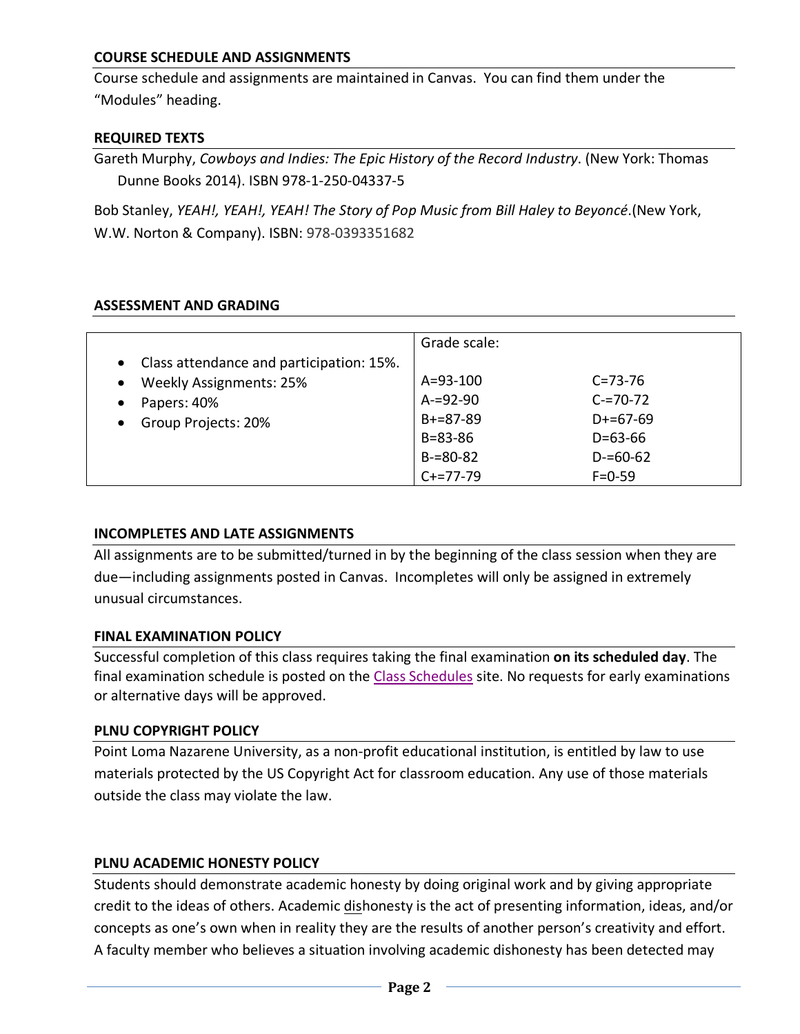## COURSE SCHEDULE AND ASSIGNMENTS

Course schedule and assignments are maintained in Canvas. You can find them under the "Modules" heading.

## REQUIRED TEXTS

Gareth Murphy, *Cowboys and Indies: The Epic History of the Record Industry*. (New York: Thomas Dunne Books 2014). ISBN 978-1-250-04337-5

Bob Stanley, *YEAH!, YEAH!, YEAH! The Story of Pop Music from Bill Haley to Beyoncé*.(New York, W.W. Norton & Company). ISBN: 978-0393351682

## ASSESSMENT AND GRADING

| | Grade scale: | |
|---|---|---|
| • Class attendance and participation: 15%. | A=93-100 | C=73-76 |
| • Weekly Assignments: 25% | A-=92-90 | C-=70-72 |
| • Papers: 40% | B+=87-89 | D+=67-69 |
| • Group Projects: 20% | B=83-86 | D=63-66 |
| | B-=80-82 | D-=60-62 |
| | C+=77-79 | F=0-59 |

## INCOMPLETES AND LATE ASSIGNMENTS

All assignments are to be submitted/turned in by the beginning of the class session when they are due—including assignments posted in Canvas. Incompletes will only be assigned in extremely unusual circumstances.

## FINAL EXAMINATION POLICY

Successful completion of this class requires taking the final examination **on its scheduled day**. The final examination schedule is posted on the Class Schedules site. No requests for early examinations or alternative days will be approved.

## PLNU COPYRIGHT POLICY

Point Loma Nazarene University, as a non-profit educational institution, is entitled by law to use materials protected by the US Copyright Act for classroom education. Any use of those materials outside the class may violate the law.

## PLNU ACADEMIC HONESTY POLICY

Students should demonstrate academic honesty by doing original work and by giving appropriate credit to the ideas of others. Academic dishonesty is the act of presenting information, ideas, and/or concepts as one's own when in reality they are the results of another person's creativity and effort. A faculty member who believes a situation involving academic dishonesty has been detected may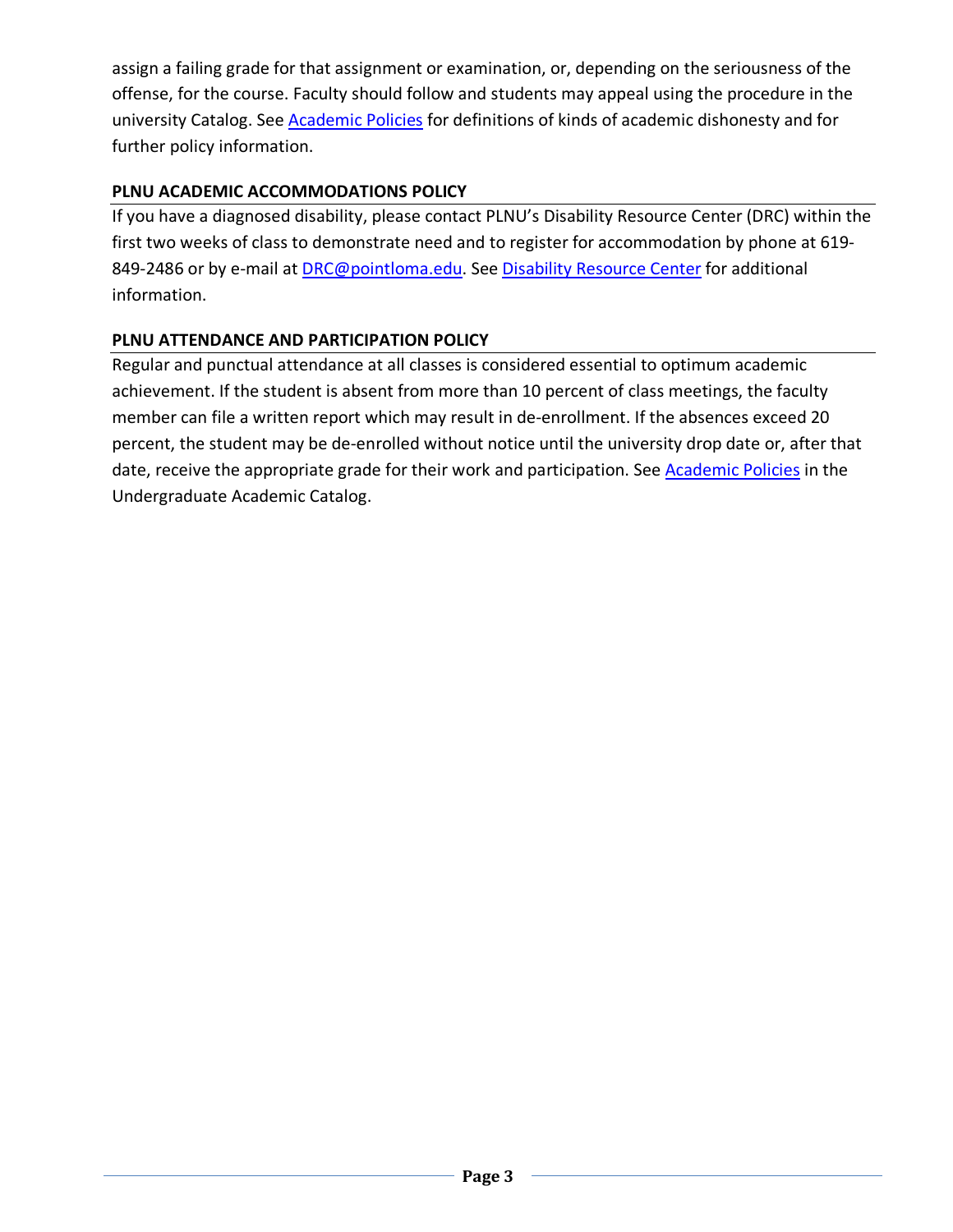assign a failing grade for that assignment or examination, or, depending on the seriousness of the offense, for the course. Faculty should follow and students may appeal using the procedure in the university Catalog. See Academic Policies for definitions of kinds of academic dishonesty and for further policy information.

### PLNU ACADEMIC ACCOMMODATIONS POLICY

If you have a diagnosed disability, please contact PLNU's Disability Resource Center (DRC) within the first two weeks of class to demonstrate need and to register for accommodation by phone at 619-849-2486 or by e-mail at DRC@pointloma.edu. See Disability Resource Center for additional information.

### PLNU ATTENDANCE AND PARTICIPATION POLICY

Regular and punctual attendance at all classes is considered essential to optimum academic achievement. If the student is absent from more than 10 percent of class meetings, the faculty member can file a written report which may result in de-enrollment. If the absences exceed 20 percent, the student may be de-enrolled without notice until the university drop date or, after that date, receive the appropriate grade for their work and participation. See Academic Policies in the Undergraduate Academic Catalog.